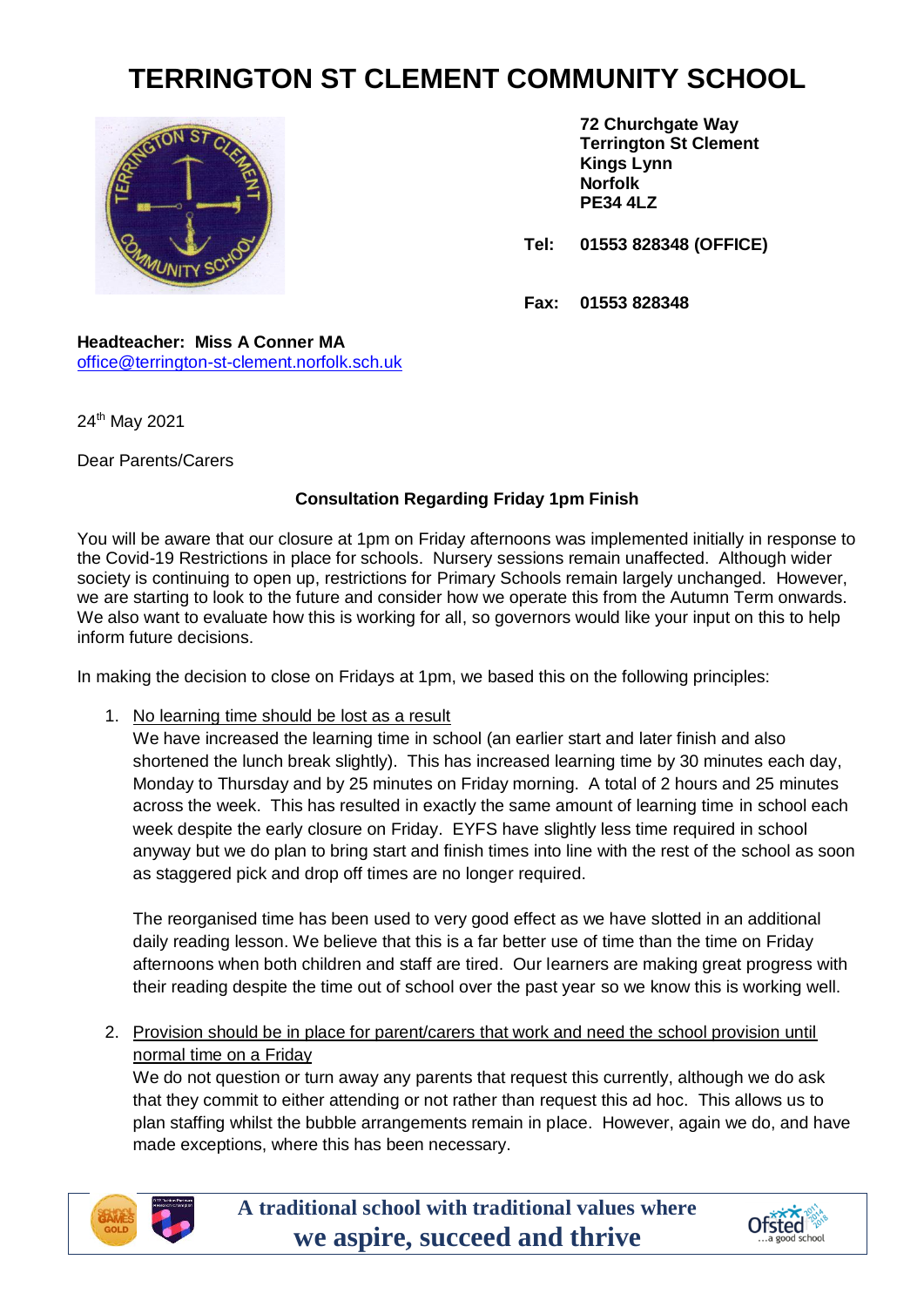# TERRINGTON ST CLEMENT COMMUNITY SCHOOL

**72 Churchgate Way**
**Terrington St Clement**
**Kings Lynn**
**Norfolk**
**PE34 4LZ**

**Tel: 01553 828348 (OFFICE)**

**Fax: 01553 828348**

**Headteacher: Miss A Conner MA**
office@terrington-st-clement.norfolk.sch.uk

24th May 2021

Dear Parents/Carers

**Consultation Regarding Friday 1pm Finish**

You will be aware that our closure at 1pm on Friday afternoons was implemented initially in response to the Covid-19 Restrictions in place for schools. Nursery sessions remain unaffected. Although wider society is continuing to open up, restrictions for Primary Schools remain largely unchanged. However, we are starting to look to the future and consider how we operate this from the Autumn Term onwards. We also want to evaluate how this is working for all, so governors would like your input on this to help inform future decisions.

In making the decision to close on Fridays at 1pm, we based this on the following principles:

1. No learning time should be lost as a result
   We have increased the learning time in school (an earlier start and later finish and also shortened the lunch break slightly). This has increased learning time by 30 minutes each day, Monday to Thursday and by 25 minutes on Friday morning. A total of 2 hours and 25 minutes across the week. This has resulted in exactly the same amount of learning time in school each week despite the early closure on Friday. EYFS have slightly less time required in school anyway but we do plan to bring start and finish times into line with the rest of the school as soon as staggered pick and drop off times are no longer required.

   The reorganised time has been used to very good effect as we have slotted in an additional daily reading lesson. We believe that this is a far better use of time than the time on Friday afternoons when both children and staff are tired. Our learners are making great progress with their reading despite the time out of school over the past year so we know this is working well.

2. Provision should be in place for parent/carers that work and need the school provision until normal time on a Friday
   We do not question or turn away any parents that request this currently, although we do ask that they commit to either attending or not rather than request this ad hoc. This allows us to plan staffing whilst the bubble arrangements remain in place. However, again we do, and have made exceptions, where this has been necessary.

**A traditional school with traditional values where we aspire, succeed and thrive**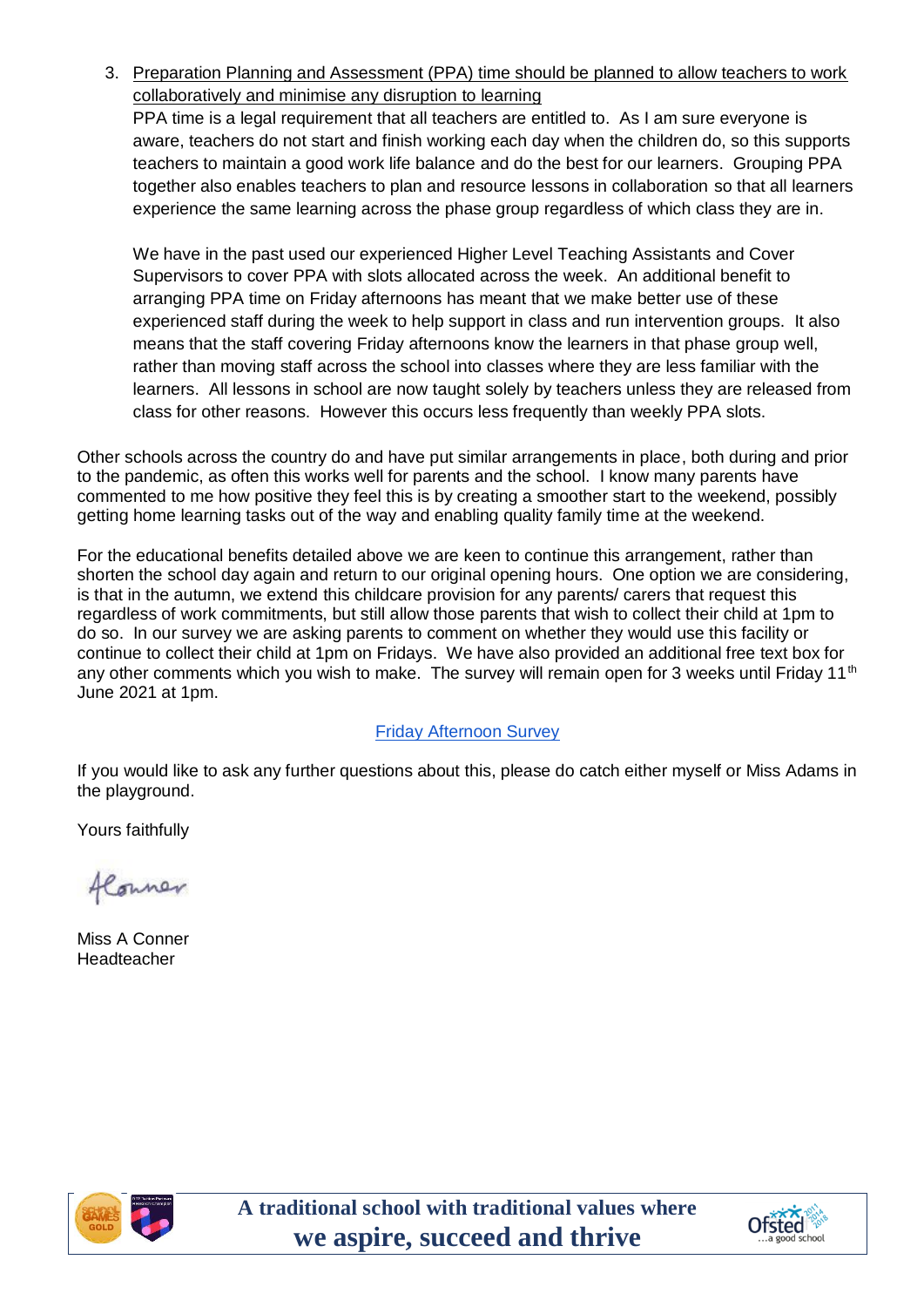3. <u>Preparation Planning and Assessment (PPA) time should be planned to allow teachers to work collaboratively and minimise any disruption to learning</u>

   PPA time is a legal requirement that all teachers are entitled to. As I am sure everyone is aware, teachers do not start and finish working each day when the children do, so this supports teachers to maintain a good work life balance and do the best for our learners. Grouping PPA together also enables teachers to plan and resource lessons in collaboration so that all learners experience the same learning across the phase group regardless of which class they are in.

   We have in the past used our experienced Higher Level Teaching Assistants and Cover Supervisors to cover PPA with slots allocated across the week. An additional benefit to arranging PPA time on Friday afternoons has meant that we make better use of these experienced staff during the week to help support in class and run intervention groups. It also means that the staff covering Friday afternoons know the learners in that phase group well, rather than moving staff across the school into classes where they are less familiar with the learners. All lessons in school are now taught solely by teachers unless they are released from class for other reasons. However this occurs less frequently than weekly PPA slots.

Other schools across the country do and have put similar arrangements in place, both during and prior to the pandemic, as often this works well for parents and the school. I know many parents have commented to me how positive they feel this is by creating a smoother start to the weekend, possibly getting home learning tasks out of the way and enabling quality family time at the weekend.

For the educational benefits detailed above we are keen to continue this arrangement, rather than shorten the school day again and return to our original opening hours. One option we are considering, is that in the autumn, we extend this childcare provision for any parents/ carers that request this regardless of work commitments, but still allow those parents that wish to collect their child at 1pm to do so. In our survey we are asking parents to comment on whether they would use this facility or continue to collect their child at 1pm on Fridays. We have also provided an additional free text box for any other comments which you wish to make. The survey will remain open for 3 weeks until Friday 11th June 2021 at 1pm.

Friday Afternoon Survey

If you would like to ask any further questions about this, please do catch either myself or Miss Adams in the playground.

Yours faithfully

AConner

Miss A Conner
Headteacher

**A traditional school with traditional values where we aspire, succeed and thrive**